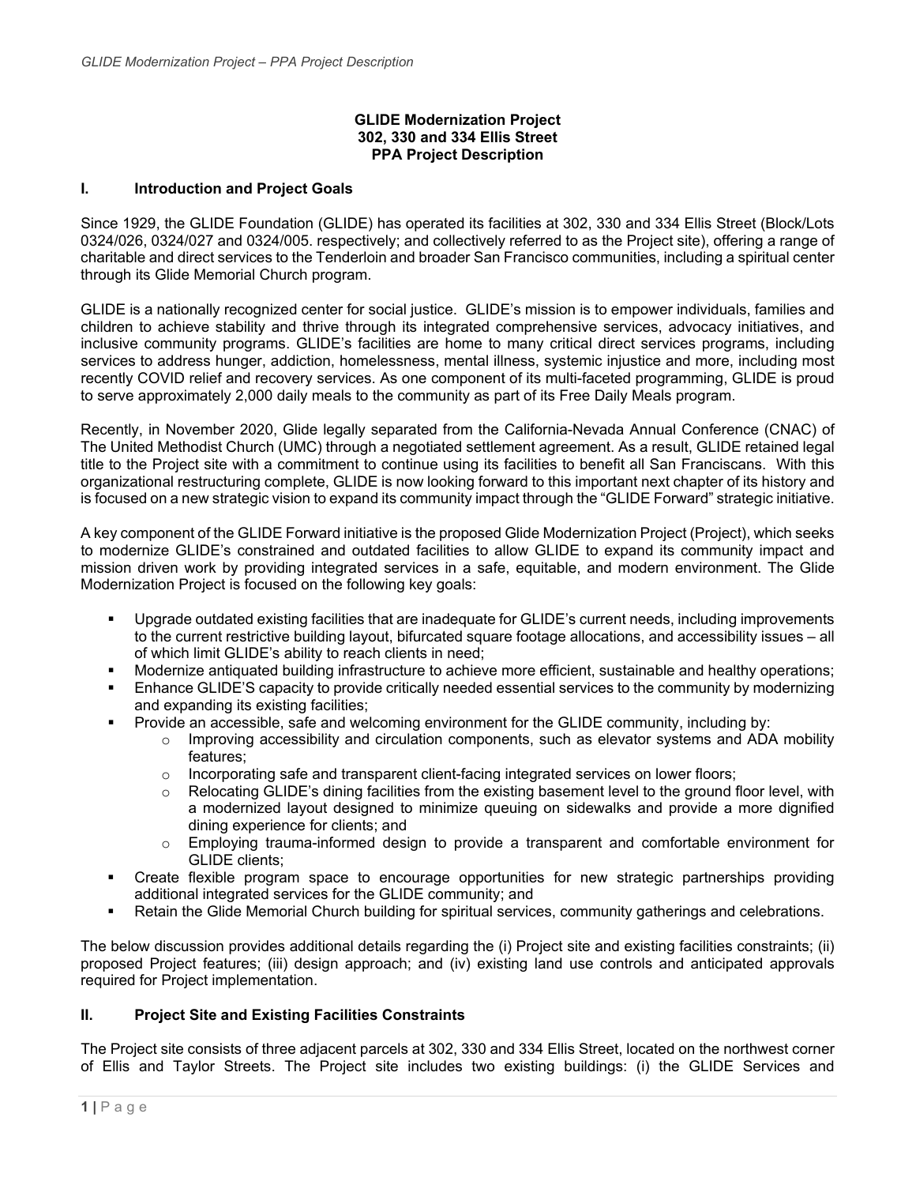**GLIDE Modernization Project**
**302, 330 and 334 Ellis Street**
**PPA Project Description**

## I. Introduction and Project Goals

Since 1929, the GLIDE Foundation (GLIDE) has operated its facilities at 302, 330 and 334 Ellis Street (Block/Lots 0324/026, 0324/027 and 0324/005. respectively; and collectively referred to as the Project site), offering a range of charitable and direct services to the Tenderloin and broader San Francisco communities, including a spiritual center through its Glide Memorial Church program.

GLIDE is a nationally recognized center for social justice. GLIDE's mission is to empower individuals, families and children to achieve stability and thrive through its integrated comprehensive services, advocacy initiatives, and inclusive community programs. GLIDE's facilities are home to many critical direct services programs, including services to address hunger, addiction, homelessness, mental illness, systemic injustice and more, including most recently COVID relief and recovery services. As one component of its multi-faceted programming, GLIDE is proud to serve approximately 2,000 daily meals to the community as part of its Free Daily Meals program.

Recently, in November 2020, Glide legally separated from the California-Nevada Annual Conference (CNAC) of The United Methodist Church (UMC) through a negotiated settlement agreement. As a result, GLIDE retained legal title to the Project site with a commitment to continue using its facilities to benefit all San Franciscans. With this organizational restructuring complete, GLIDE is now looking forward to this important next chapter of its history and is focused on a new strategic vision to expand its community impact through the "GLIDE Forward" strategic initiative.

A key component of the GLIDE Forward initiative is the proposed Glide Modernization Project (Project), which seeks to modernize GLIDE's constrained and outdated facilities to allow GLIDE to expand its community impact and mission driven work by providing integrated services in a safe, equitable, and modern environment. The Glide Modernization Project is focused on the following key goals:

- Upgrade outdated existing facilities that are inadequate for GLIDE's current needs, including improvements to the current restrictive building layout, bifurcated square footage allocations, and accessibility issues – all of which limit GLIDE's ability to reach clients in need;
- Modernize antiquated building infrastructure to achieve more efficient, sustainable and healthy operations;
- Enhance GLIDE'S capacity to provide critically needed essential services to the community by modernizing and expanding its existing facilities;
- Provide an accessible, safe and welcoming environment for the GLIDE community, including by:
  - Improving accessibility and circulation components, such as elevator systems and ADA mobility features;
  - Incorporating safe and transparent client-facing integrated services on lower floors;
  - Relocating GLIDE's dining facilities from the existing basement level to the ground floor level, with a modernized layout designed to minimize queuing on sidewalks and provide a more dignified dining experience for clients; and
  - Employing trauma-informed design to provide a transparent and comfortable environment for GLIDE clients;
- Create flexible program space to encourage opportunities for new strategic partnerships providing additional integrated services for the GLIDE community; and
- Retain the Glide Memorial Church building for spiritual services, community gatherings and celebrations.

The below discussion provides additional details regarding the (i) Project site and existing facilities constraints; (ii) proposed Project features; (iii) design approach; and (iv) existing land use controls and anticipated approvals required for Project implementation.

## II. Project Site and Existing Facilities Constraints

The Project site consists of three adjacent parcels at 302, 330 and 334 Ellis Street, located on the northwest corner of Ellis and Taylor Streets. The Project site includes two existing buildings: (i) the GLIDE Services and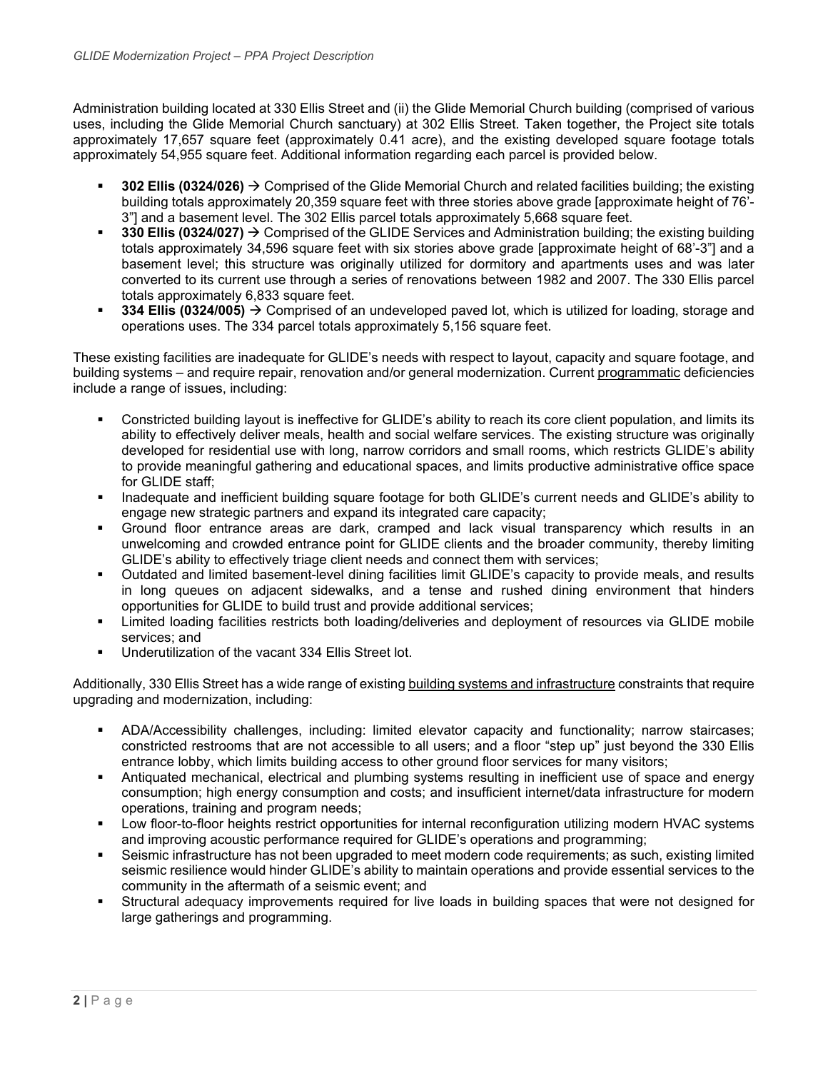Administration building located at 330 Ellis Street and (ii) the Glide Memorial Church building (comprised of various uses, including the Glide Memorial Church sanctuary) at 302 Ellis Street. Taken together, the Project site totals approximately 17,657 square feet (approximately 0.41 acre), and the existing developed square footage totals approximately 54,955 square feet. Additional information regarding each parcel is provided below.

- **302 Ellis (0324/026)** → Comprised of the Glide Memorial Church and related facilities building; the existing building totals approximately 20,359 square feet with three stories above grade [approximate height of 76'-3"] and a basement level. The 302 Ellis parcel totals approximately 5,668 square feet.
- **330 Ellis (0324/027)** → Comprised of the GLIDE Services and Administration building; the existing building totals approximately 34,596 square feet with six stories above grade [approximate height of 68'-3"] and a basement level; this structure was originally utilized for dormitory and apartments uses and was later converted to its current use through a series of renovations between 1982 and 2007. The 330 Ellis parcel totals approximately 6,833 square feet.
- **334 Ellis (0324/005)** → Comprised of an undeveloped paved lot, which is utilized for loading, storage and operations uses. The 334 parcel totals approximately 5,156 square feet.

These existing facilities are inadequate for GLIDE's needs with respect to layout, capacity and square footage, and building systems – and require repair, renovation and/or general modernization. Current programmatic deficiencies include a range of issues, including:

- Constricted building layout is ineffective for GLIDE's ability to reach its core client population, and limits its ability to effectively deliver meals, health and social welfare services. The existing structure was originally developed for residential use with long, narrow corridors and small rooms, which restricts GLIDE's ability to provide meaningful gathering and educational spaces, and limits productive administrative office space for GLIDE staff;
- Inadequate and inefficient building square footage for both GLIDE's current needs and GLIDE's ability to engage new strategic partners and expand its integrated care capacity;
- Ground floor entrance areas are dark, cramped and lack visual transparency which results in an unwelcoming and crowded entrance point for GLIDE clients and the broader community, thereby limiting GLIDE's ability to effectively triage client needs and connect them with services;
- Outdated and limited basement-level dining facilities limit GLIDE's capacity to provide meals, and results in long queues on adjacent sidewalks, and a tense and rushed dining environment that hinders opportunities for GLIDE to build trust and provide additional services;
- Limited loading facilities restricts both loading/deliveries and deployment of resources via GLIDE mobile services; and
- Underutilization of the vacant 334 Ellis Street lot.

Additionally, 330 Ellis Street has a wide range of existing building systems and infrastructure constraints that require upgrading and modernization, including:

- ADA/Accessibility challenges, including: limited elevator capacity and functionality; narrow staircases; constricted restrooms that are not accessible to all users; and a floor "step up" just beyond the 330 Ellis entrance lobby, which limits building access to other ground floor services for many visitors;
- Antiquated mechanical, electrical and plumbing systems resulting in inefficient use of space and energy consumption; high energy consumption and costs; and insufficient internet/data infrastructure for modern operations, training and program needs;
- Low floor-to-floor heights restrict opportunities for internal reconfiguration utilizing modern HVAC systems and improving acoustic performance required for GLIDE's operations and programming;
- Seismic infrastructure has not been upgraded to meet modern code requirements; as such, existing limited seismic resilience would hinder GLIDE's ability to maintain operations and provide essential services to the community in the aftermath of a seismic event; and
- Structural adequacy improvements required for live loads in building spaces that were not designed for large gatherings and programming.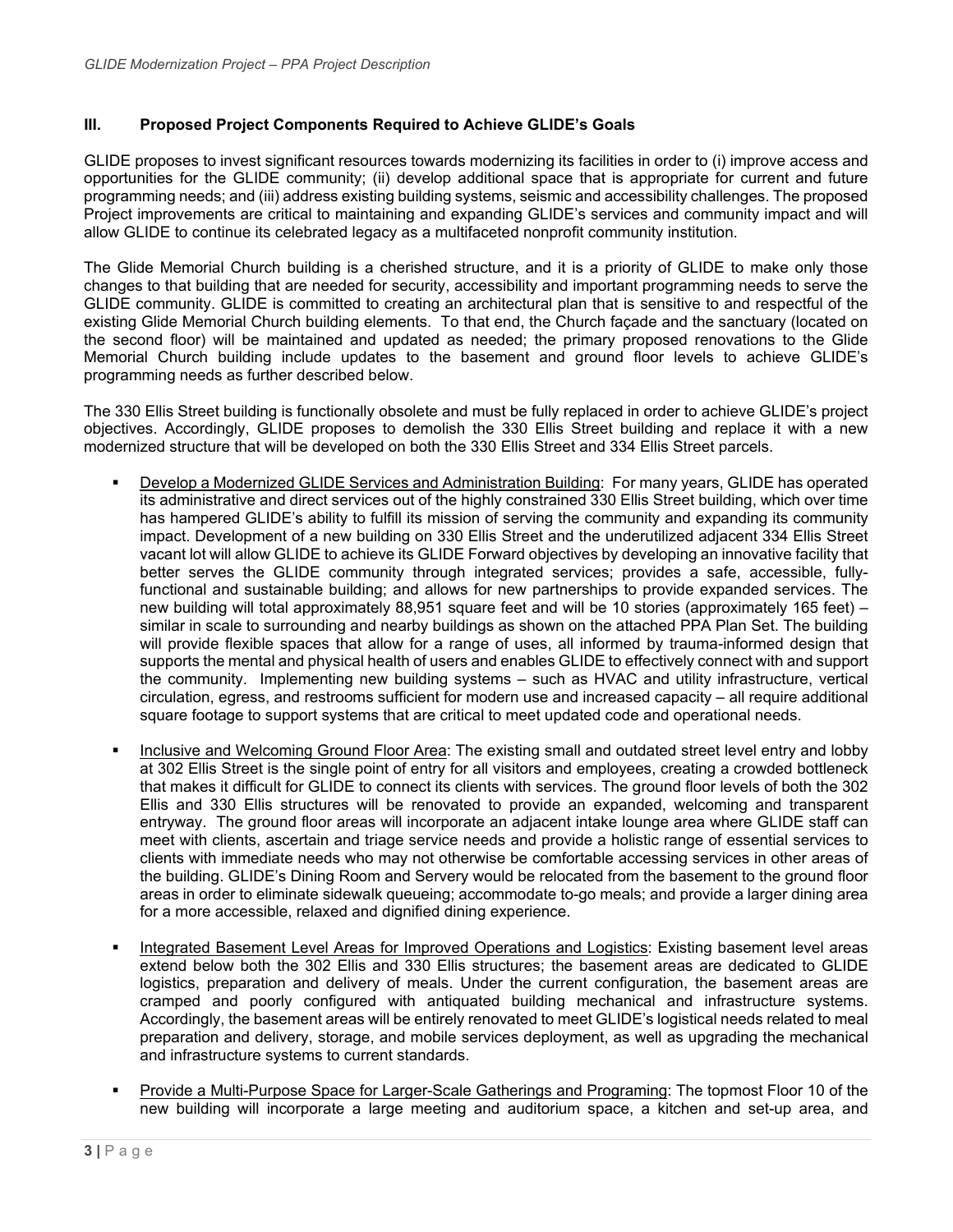### III. Proposed Project Components Required to Achieve GLIDE's Goals

GLIDE proposes to invest significant resources towards modernizing its facilities in order to (i) improve access and opportunities for the GLIDE community; (ii) develop additional space that is appropriate for current and future programming needs; and (iii) address existing building systems, seismic and accessibility challenges. The proposed Project improvements are critical to maintaining and expanding GLIDE's services and community impact and will allow GLIDE to continue its celebrated legacy as a multifaceted nonprofit community institution.

The Glide Memorial Church building is a cherished structure, and it is a priority of GLIDE to make only those changes to that building that are needed for security, accessibility and important programming needs to serve the GLIDE community. GLIDE is committed to creating an architectural plan that is sensitive to and respectful of the existing Glide Memorial Church building elements. To that end, the Church façade and the sanctuary (located on the second floor) will be maintained and updated as needed; the primary proposed renovations to the Glide Memorial Church building include updates to the basement and ground floor levels to achieve GLIDE's programming needs as further described below.

The 330 Ellis Street building is functionally obsolete and must be fully replaced in order to achieve GLIDE's project objectives. Accordingly, GLIDE proposes to demolish the 330 Ellis Street building and replace it with a new modernized structure that will be developed on both the 330 Ellis Street and 334 Ellis Street parcels.

- <u>Develop a Modernized GLIDE Services and Administration Building</u>: For many years, GLIDE has operated its administrative and direct services out of the highly constrained 330 Ellis Street building, which over time has hampered GLIDE's ability to fulfill its mission of serving the community and expanding its community impact. Development of a new building on 330 Ellis Street and the underutilized adjacent 334 Ellis Street vacant lot will allow GLIDE to achieve its GLIDE Forward objectives by developing an innovative facility that better serves the GLIDE community through integrated services; provides a safe, accessible, fully-functional and sustainable building; and allows for new partnerships to provide expanded services. The new building will total approximately 88,951 square feet and will be 10 stories (approximately 165 feet) – similar in scale to surrounding and nearby buildings as shown on the attached PPA Plan Set. The building will provide flexible spaces that allow for a range of uses, all informed by trauma-informed design that supports the mental and physical health of users and enables GLIDE to effectively connect with and support the community. Implementing new building systems – such as HVAC and utility infrastructure, vertical circulation, egress, and restrooms sufficient for modern use and increased capacity – all require additional square footage to support systems that are critical to meet updated code and operational needs.

- <u>Inclusive and Welcoming Ground Floor Area</u>: The existing small and outdated street level entry and lobby at 302 Ellis Street is the single point of entry for all visitors and employees, creating a crowded bottleneck that makes it difficult for GLIDE to connect its clients with services. The ground floor levels of both the 302 Ellis and 330 Ellis structures will be renovated to provide an expanded, welcoming and transparent entryway. The ground floor areas will incorporate an adjacent intake lounge area where GLIDE staff can meet with clients, ascertain and triage service needs and provide a holistic range of essential services to clients with immediate needs who may not otherwise be comfortable accessing services in other areas of the building. GLIDE's Dining Room and Servery would be relocated from the basement to the ground floor areas in order to eliminate sidewalk queueing; accommodate to-go meals; and provide a larger dining area for a more accessible, relaxed and dignified dining experience.

- <u>Integrated Basement Level Areas for Improved Operations and Logistics</u>: Existing basement level areas extend below both the 302 Ellis and 330 Ellis structures; the basement areas are dedicated to GLIDE logistics, preparation and delivery of meals. Under the current configuration, the basement areas are cramped and poorly configured with antiquated building mechanical and infrastructure systems. Accordingly, the basement areas will be entirely renovated to meet GLIDE's logistical needs related to meal preparation and delivery, storage, and mobile services deployment, as well as upgrading the mechanical and infrastructure systems to current standards.

- <u>Provide a Multi-Purpose Space for Larger-Scale Gatherings and Programing</u>: The topmost Floor 10 of the new building will incorporate a large meeting and auditorium space, a kitchen and set-up area, and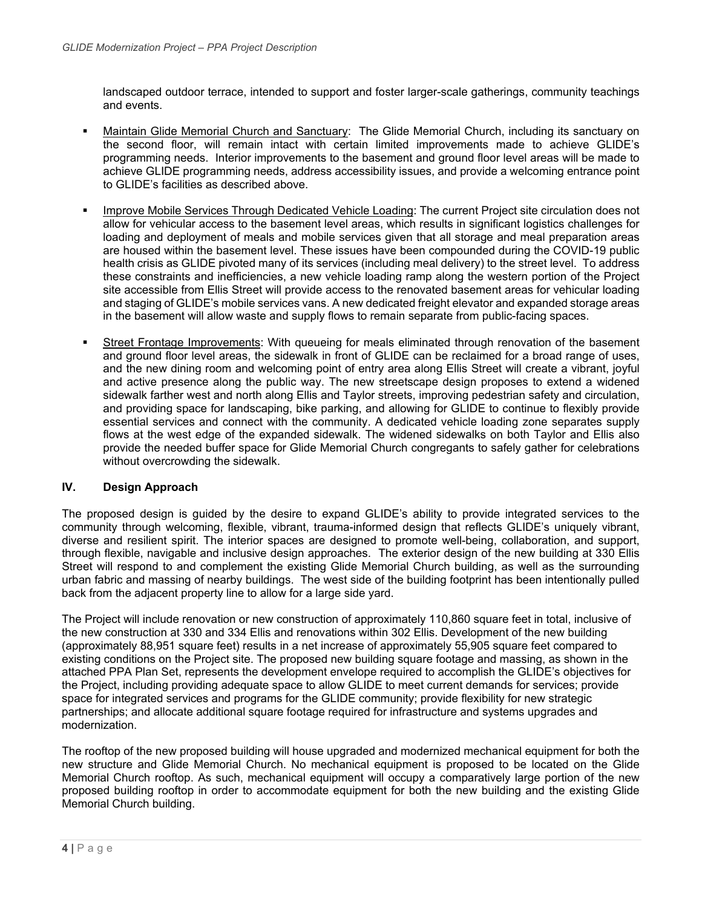landscaped outdoor terrace, intended to support and foster larger-scale gatherings, community teachings and events.

- Maintain Glide Memorial Church and Sanctuary: The Glide Memorial Church, including its sanctuary on the second floor, will remain intact with certain limited improvements made to achieve GLIDE's programming needs. Interior improvements to the basement and ground floor level areas will be made to achieve GLIDE programming needs, address accessibility issues, and provide a welcoming entrance point to GLIDE's facilities as described above.
- Improve Mobile Services Through Dedicated Vehicle Loading: The current Project site circulation does not allow for vehicular access to the basement level areas, which results in significant logistics challenges for loading and deployment of meals and mobile services given that all storage and meal preparation areas are housed within the basement level. These issues have been compounded during the COVID-19 public health crisis as GLIDE pivoted many of its services (including meal delivery) to the street level. To address these constraints and inefficiencies, a new vehicle loading ramp along the western portion of the Project site accessible from Ellis Street will provide access to the renovated basement areas for vehicular loading and staging of GLIDE's mobile services vans. A new dedicated freight elevator and expanded storage areas in the basement will allow waste and supply flows to remain separate from public-facing spaces.
- Street Frontage Improvements: With queueing for meals eliminated through renovation of the basement and ground floor level areas, the sidewalk in front of GLIDE can be reclaimed for a broad range of uses, and the new dining room and welcoming point of entry area along Ellis Street will create a vibrant, joyful and active presence along the public way. The new streetscape design proposes to extend a widened sidewalk farther west and north along Ellis and Taylor streets, improving pedestrian safety and circulation, and providing space for landscaping, bike parking, and allowing for GLIDE to continue to flexibly provide essential services and connect with the community. A dedicated vehicle loading zone separates supply flows at the west edge of the expanded sidewalk. The widened sidewalks on both Taylor and Ellis also provide the needed buffer space for Glide Memorial Church congregants to safely gather for celebrations without overcrowding the sidewalk.

## IV. Design Approach

The proposed design is guided by the desire to expand GLIDE's ability to provide integrated services to the community through welcoming, flexible, vibrant, trauma-informed design that reflects GLIDE's uniquely vibrant, diverse and resilient spirit. The interior spaces are designed to promote well-being, collaboration, and support, through flexible, navigable and inclusive design approaches. The exterior design of the new building at 330 Ellis Street will respond to and complement the existing Glide Memorial Church building, as well as the surrounding urban fabric and massing of nearby buildings. The west side of the building footprint has been intentionally pulled back from the adjacent property line to allow for a large side yard.

The Project will include renovation or new construction of approximately 110,860 square feet in total, inclusive of the new construction at 330 and 334 Ellis and renovations within 302 Ellis. Development of the new building (approximately 88,951 square feet) results in a net increase of approximately 55,905 square feet compared to existing conditions on the Project site. The proposed new building square footage and massing, as shown in the attached PPA Plan Set, represents the development envelope required to accomplish the GLIDE's objectives for the Project, including providing adequate space to allow GLIDE to meet current demands for services; provide space for integrated services and programs for the GLIDE community; provide flexibility for new strategic partnerships; and allocate additional square footage required for infrastructure and systems upgrades and modernization.

The rooftop of the new proposed building will house upgraded and modernized mechanical equipment for both the new structure and Glide Memorial Church. No mechanical equipment is proposed to be located on the Glide Memorial Church rooftop. As such, mechanical equipment will occupy a comparatively large portion of the new proposed building rooftop in order to accommodate equipment for both the new building and the existing Glide Memorial Church building.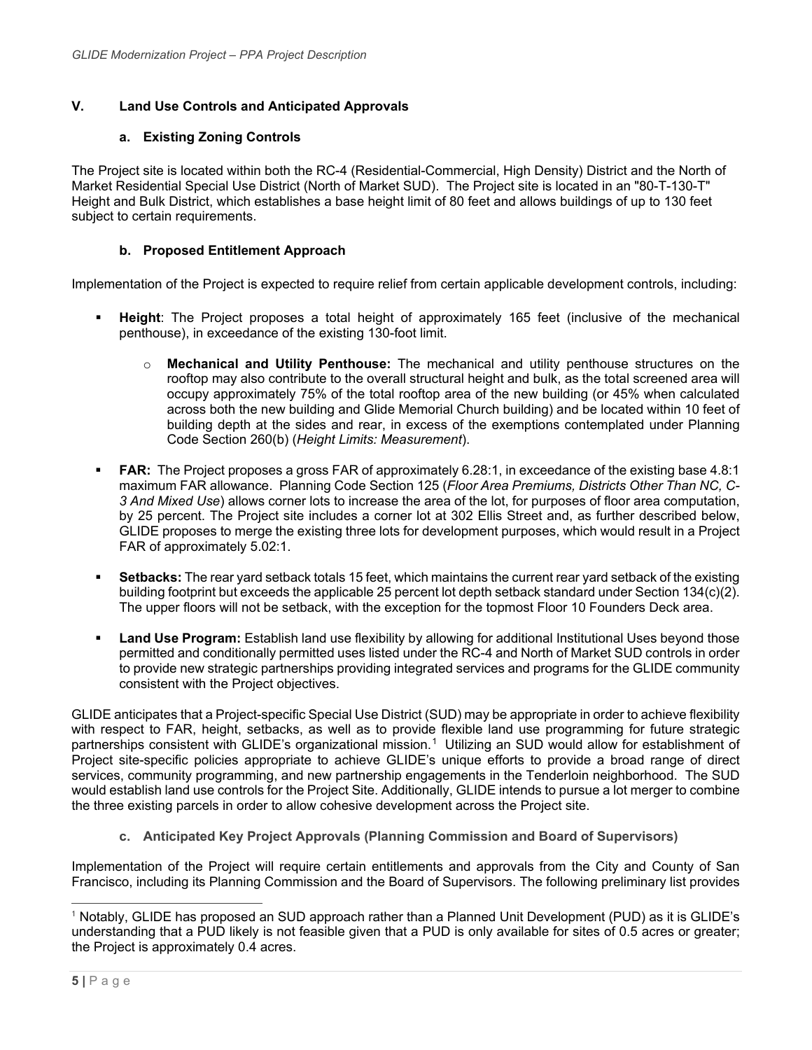## V. Land Use Controls and Anticipated Approvals

### a. Existing Zoning Controls

The Project site is located within both the RC-4 (Residential-Commercial, High Density) District and the North of Market Residential Special Use District (North of Market SUD). The Project site is located in an "80-T-130-T" Height and Bulk District, which establishes a base height limit of 80 feet and allows buildings of up to 130 feet subject to certain requirements.

### b. Proposed Entitlement Approach

Implementation of the Project is expected to require relief from certain applicable development controls, including:

- **Height**: The Project proposes a total height of approximately 165 feet (inclusive of the mechanical penthouse), in exceedance of the existing 130-foot limit.
  - **Mechanical and Utility Penthouse:** The mechanical and utility penthouse structures on the rooftop may also contribute to the overall structural height and bulk, as the total screened area will occupy approximately 75% of the total rooftop area of the new building (or 45% when calculated across both the new building and Glide Memorial Church building) and be located within 10 feet of building depth at the sides and rear, in excess of the exemptions contemplated under Planning Code Section 260(b) (*Height Limits: Measurement*).
- **FAR:** The Project proposes a gross FAR of approximately 6.28:1, in exceedance of the existing base 4.8:1 maximum FAR allowance. Planning Code Section 125 (*Floor Area Premiums, Districts Other Than NC, C-3 And Mixed Use*) allows corner lots to increase the area of the lot, for purposes of floor area computation, by 25 percent. The Project site includes a corner lot at 302 Ellis Street and, as further described below, GLIDE proposes to merge the existing three lots for development purposes, which would result in a Project FAR of approximately 5.02:1.
- **Setbacks:** The rear yard setback totals 15 feet, which maintains the current rear yard setback of the existing building footprint but exceeds the applicable 25 percent lot depth setback standard under Section 134(c)(2). The upper floors will not be setback, with the exception for the topmost Floor 10 Founders Deck area.
- **Land Use Program:** Establish land use flexibility by allowing for additional Institutional Uses beyond those permitted and conditionally permitted uses listed under the RC-4 and North of Market SUD controls in order to provide new strategic partnerships providing integrated services and programs for the GLIDE community consistent with the Project objectives.

GLIDE anticipates that a Project-specific Special Use District (SUD) may be appropriate in order to achieve flexibility with respect to FAR, height, setbacks, as well as to provide flexible land use programming for future strategic partnerships consistent with GLIDE's organizational mission.[1] Utilizing an SUD would allow for establishment of Project site-specific policies appropriate to achieve GLIDE's unique efforts to provide a broad range of direct services, community programming, and new partnership engagements in the Tenderloin neighborhood. The SUD would establish land use controls for the Project Site. Additionally, GLIDE intends to pursue a lot merger to combine the three existing parcels in order to allow cohesive development across the Project site.

### c. Anticipated Key Project Approvals (Planning Commission and Board of Supervisors)

Implementation of the Project will require certain entitlements and approvals from the City and County of San Francisco, including its Planning Commission and the Board of Supervisors. The following preliminary list provides

---

[1] Notably, GLIDE has proposed an SUD approach rather than a Planned Unit Development (PUD) as it is GLIDE's understanding that a PUD likely is not feasible given that a PUD is only available for sites of 0.5 acres or greater; the Project is approximately 0.4 acres.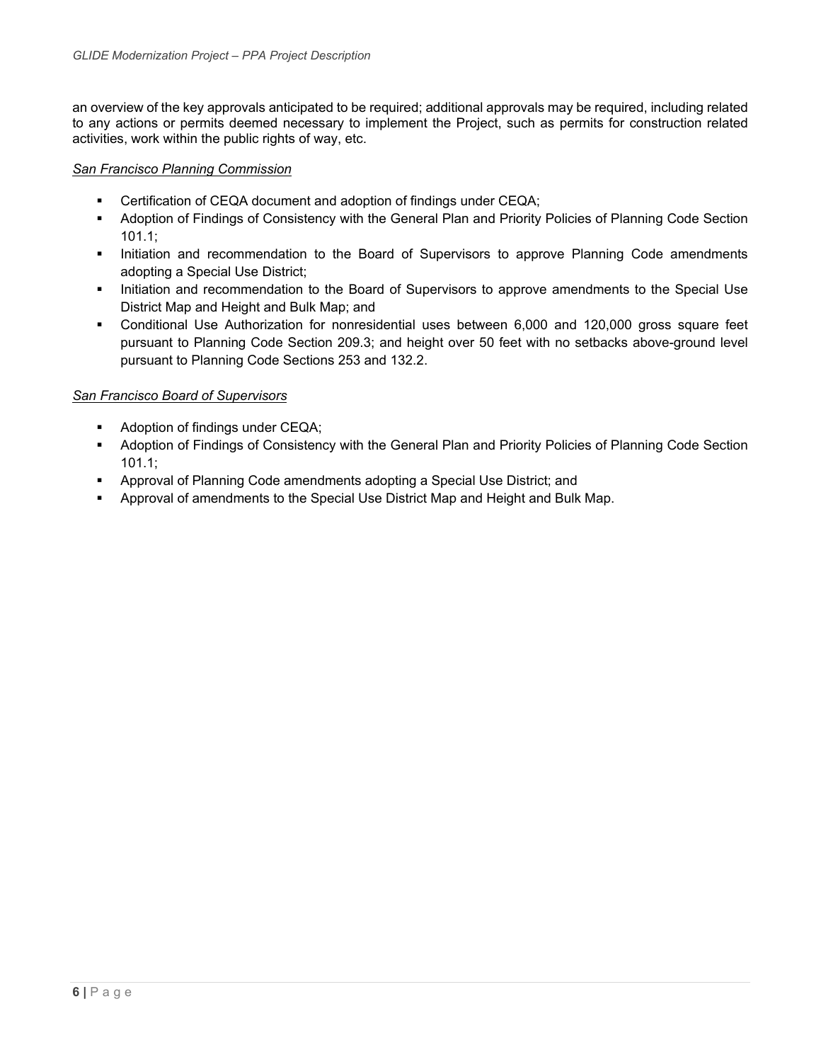an overview of the key approvals anticipated to be required; additional approvals may be required, including related to any actions or permits deemed necessary to implement the Project, such as permits for construction related activities, work within the public rights of way, etc.

*San Francisco Planning Commission*

- Certification of CEQA document and adoption of findings under CEQA;
- Adoption of Findings of Consistency with the General Plan and Priority Policies of Planning Code Section 101.1;
- Initiation and recommendation to the Board of Supervisors to approve Planning Code amendments adopting a Special Use District;
- Initiation and recommendation to the Board of Supervisors to approve amendments to the Special Use District Map and Height and Bulk Map; and
- Conditional Use Authorization for nonresidential uses between 6,000 and 120,000 gross square feet pursuant to Planning Code Section 209.3; and height over 50 feet with no setbacks above-ground level pursuant to Planning Code Sections 253 and 132.2.

*San Francisco Board of Supervisors*

- Adoption of findings under CEQA;
- Adoption of Findings of Consistency with the General Plan and Priority Policies of Planning Code Section 101.1;
- Approval of Planning Code amendments adopting a Special Use District; and
- Approval of amendments to the Special Use District Map and Height and Bulk Map.